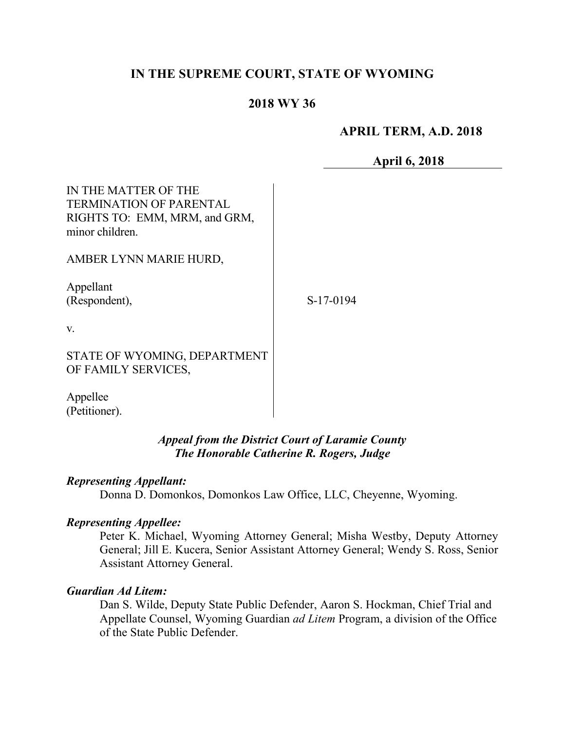# IN THE SUPREME COURT, STATE OF WYOMING

## 2018 WY 36

**APRIL TERM, A.D. 2018**

**April 6, 2018**

IN THE MATTER OF THE TERMINATION OF PARENTAL RIGHTS TO: EMM, MRM, and GRM, minor children.

AMBER LYNN MARIE HURD,

Appellant
(Respondent),

v.

STATE OF WYOMING, DEPARTMENT OF FAMILY SERVICES,

Appellee
(Petitioner).

S-17-0194

***Appeal from the District Court of Laramie County***
***The Honorable Catherine R. Rogers, Judge***

***Representing Appellant:***

Donna D. Domonkos, Domonkos Law Office, LLC, Cheyenne, Wyoming.

***Representing Appellee:***

Peter K. Michael, Wyoming Attorney General; Misha Westby, Deputy Attorney General; Jill E. Kucera, Senior Assistant Attorney General; Wendy S. Ross, Senior Assistant Attorney General.

***Guardian Ad Litem:***

Dan S. Wilde, Deputy State Public Defender, Aaron S. Hockman, Chief Trial and Appellate Counsel, Wyoming Guardian *ad Litem* Program, a division of the Office of the State Public Defender.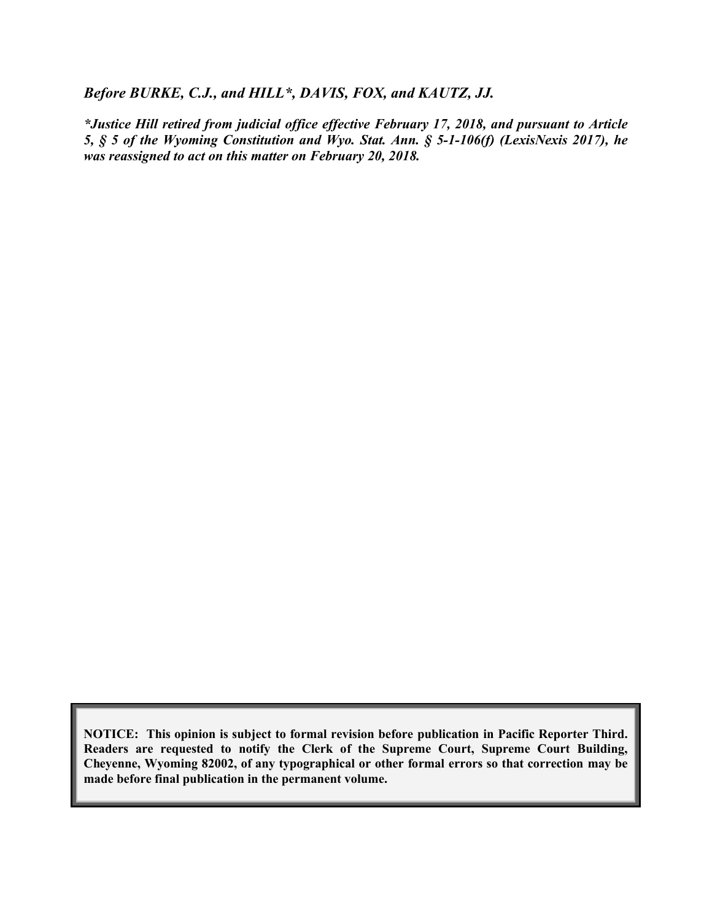***Before BURKE, C.J., and HILL\*, DAVIS, FOX, and KAUTZ, JJ.***

***\*Justice Hill retired from judicial office effective February 17, 2018, and pursuant to Article 5, § 5 of the Wyoming Constitution and Wyo. Stat. Ann. § 5-1-106(f) (LexisNexis 2017), he was reassigned to act on this matter on February 20, 2018.***

**NOTICE: This opinion is subject to formal revision before publication in Pacific Reporter Third. Readers are requested to notify the Clerk of the Supreme Court, Supreme Court Building, Cheyenne, Wyoming 82002, of any typographical or other formal errors so that correction may be made before final publication in the permanent volume.**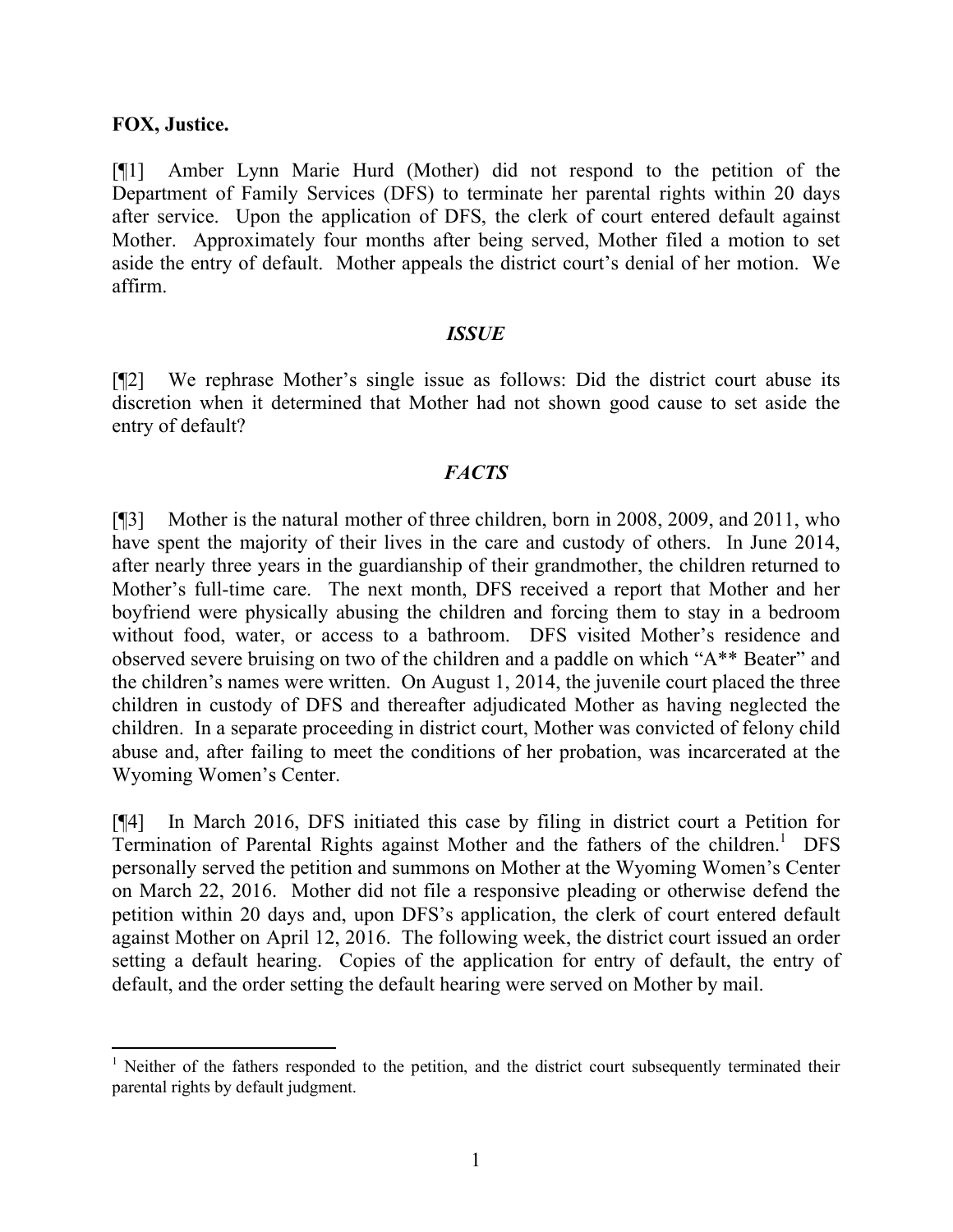**FOX, Justice.**

[¶1] Amber Lynn Marie Hurd (Mother) did not respond to the petition of the Department of Family Services (DFS) to terminate her parental rights within 20 days after service. Upon the application of DFS, the clerk of court entered default against Mother. Approximately four months after being served, Mother filed a motion to set aside the entry of default. Mother appeals the district court's denial of her motion. We affirm.

### *ISSUE*

[¶2] We rephrase Mother's single issue as follows: Did the district court abuse its discretion when it determined that Mother had not shown good cause to set aside the entry of default?

### *FACTS*

[¶3] Mother is the natural mother of three children, born in 2008, 2009, and 2011, who have spent the majority of their lives in the care and custody of others. In June 2014, after nearly three years in the guardianship of their grandmother, the children returned to Mother's full-time care. The next month, DFS received a report that Mother and her boyfriend were physically abusing the children and forcing them to stay in a bedroom without food, water, or access to a bathroom. DFS visited Mother's residence and observed severe bruising on two of the children and a paddle on which "A** Beater" and the children's names were written. On August 1, 2014, the juvenile court placed the three children in custody of DFS and thereafter adjudicated Mother as having neglected the children. In a separate proceeding in district court, Mother was convicted of felony child abuse and, after failing to meet the conditions of her probation, was incarcerated at the Wyoming Women's Center.

[¶4] In March 2016, DFS initiated this case by filing in district court a Petition for Termination of Parental Rights against Mother and the fathers of the children.[1] DFS personally served the petition and summons on Mother at the Wyoming Women's Center on March 22, 2016. Mother did not file a responsive pleading or otherwise defend the petition within 20 days and, upon DFS's application, the clerk of court entered default against Mother on April 12, 2016. The following week, the district court issued an order setting a default hearing. Copies of the application for entry of default, the entry of default, and the order setting the default hearing were served on Mother by mail.

---

[1] Neither of the fathers responded to the petition, and the district court subsequently terminated their parental rights by default judgment.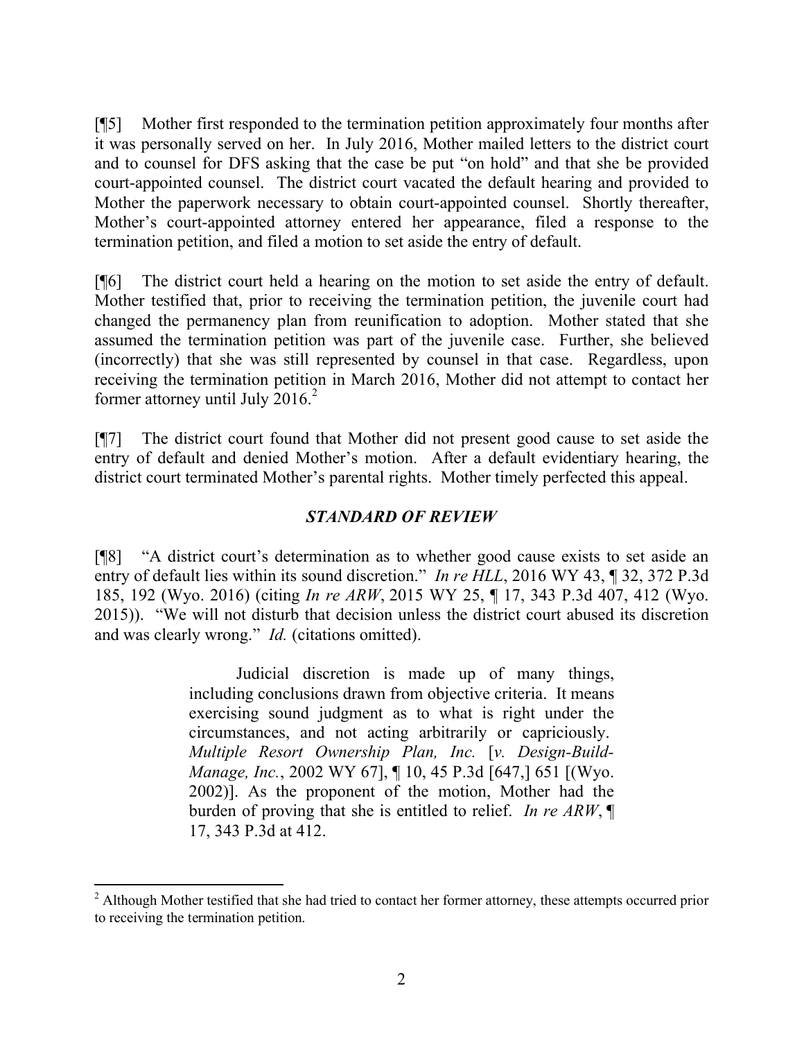[¶5] Mother first responded to the termination petition approximately four months after it was personally served on her. In July 2016, Mother mailed letters to the district court and to counsel for DFS asking that the case be put "on hold" and that she be provided court-appointed counsel. The district court vacated the default hearing and provided to Mother the paperwork necessary to obtain court-appointed counsel. Shortly thereafter, Mother's court-appointed attorney entered her appearance, filed a response to the termination petition, and filed a motion to set aside the entry of default.

[¶6] The district court held a hearing on the motion to set aside the entry of default. Mother testified that, prior to receiving the termination petition, the juvenile court had changed the permanency plan from reunification to adoption. Mother stated that she assumed the termination petition was part of the juvenile case. Further, she believed (incorrectly) that she was still represented by counsel in that case. Regardless, upon receiving the termination petition in March 2016, Mother did not attempt to contact her former attorney until July 2016.[2]

[¶7] The district court found that Mother did not present good cause to set aside the entry of default and denied Mother's motion. After a default evidentiary hearing, the district court terminated Mother's parental rights. Mother timely perfected this appeal.

### *STANDARD OF REVIEW*

[¶8] "A district court's determination as to whether good cause exists to set aside an entry of default lies within its sound discretion." *In re HLL*, 2016 WY 43, ¶ 32, 372 P.3d 185, 192 (Wyo. 2016) (citing *In re ARW*, 2015 WY 25, ¶ 17, 343 P.3d 407, 412 (Wyo. 2015)). "We will not disturb that decision unless the district court abused its discretion and was clearly wrong." *Id.* (citations omitted).

> Judicial discretion is made up of many things, including conclusions drawn from objective criteria. It means exercising sound judgment as to what is right under the circumstances, and not acting arbitrarily or capriciously. *Multiple Resort Ownership Plan, Inc.* [*v. Design-Build-Manage, Inc.*, 2002 WY 67], ¶ 10, 45 P.3d [647,] 651 [(Wyo. 2002)]. As the proponent of the motion, Mother had the burden of proving that she is entitled to relief. *In re ARW*, ¶ 17, 343 P.3d at 412.

---

[2] Although Mother testified that she had tried to contact her former attorney, these attempts occurred prior to receiving the termination petition.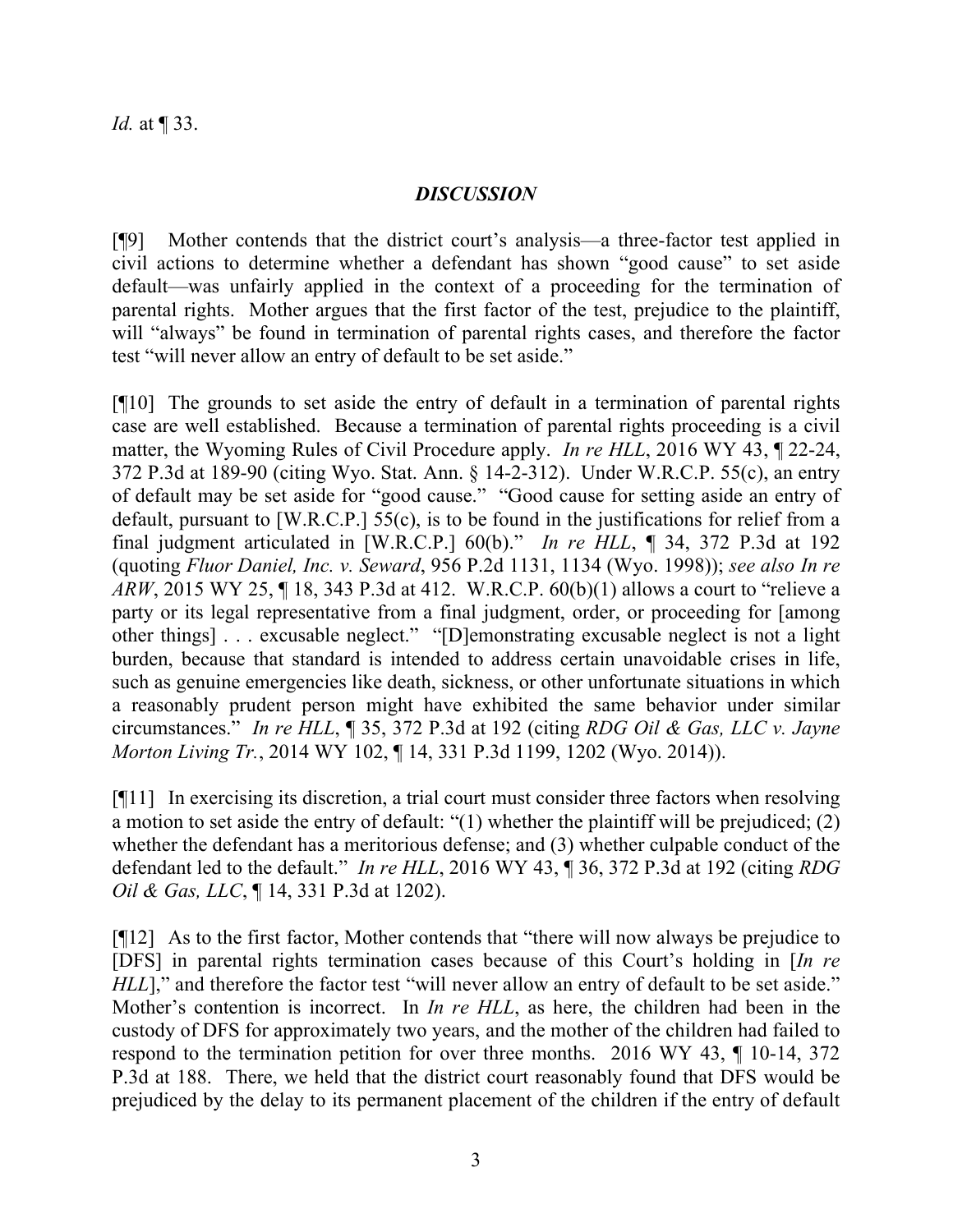*Id.* at ¶ 33.

## *DISCUSSION*

[¶9] Mother contends that the district court's analysis—a three-factor test applied in civil actions to determine whether a defendant has shown "good cause" to set aside default—was unfairly applied in the context of a proceeding for the termination of parental rights. Mother argues that the first factor of the test, prejudice to the plaintiff, will "always" be found in termination of parental rights cases, and therefore the factor test "will never allow an entry of default to be set aside."

[¶10] The grounds to set aside the entry of default in a termination of parental rights case are well established. Because a termination of parental rights proceeding is a civil matter, the Wyoming Rules of Civil Procedure apply. *In re HLL*, 2016 WY 43, ¶ 22-24, 372 P.3d at 189-90 (citing Wyo. Stat. Ann. § 14-2-312). Under W.R.C.P. 55(c), an entry of default may be set aside for "good cause." "Good cause for setting aside an entry of default, pursuant to [W.R.C.P.] 55(c), is to be found in the justifications for relief from a final judgment articulated in [W.R.C.P.] 60(b)." *In re HLL*, ¶ 34, 372 P.3d at 192 (quoting *Fluor Daniel, Inc. v. Seward*, 956 P.2d 1131, 1134 (Wyo. 1998)); *see also In re ARW*, 2015 WY 25, ¶ 18, 343 P.3d at 412. W.R.C.P. 60(b)(1) allows a court to "relieve a party or its legal representative from a final judgment, order, or proceeding for [among other things] . . . excusable neglect." "[D]emonstrating excusable neglect is not a light burden, because that standard is intended to address certain unavoidable crises in life, such as genuine emergencies like death, sickness, or other unfortunate situations in which a reasonably prudent person might have exhibited the same behavior under similar circumstances." *In re HLL*, ¶ 35, 372 P.3d at 192 (citing *RDG Oil & Gas, LLC v. Jayne Morton Living Tr.*, 2014 WY 102, ¶ 14, 331 P.3d 1199, 1202 (Wyo. 2014)).

[¶11] In exercising its discretion, a trial court must consider three factors when resolving a motion to set aside the entry of default: "(1) whether the plaintiff will be prejudiced; (2) whether the defendant has a meritorious defense; and (3) whether culpable conduct of the defendant led to the default." *In re HLL*, 2016 WY 43, ¶ 36, 372 P.3d at 192 (citing *RDG Oil & Gas, LLC*, ¶ 14, 331 P.3d at 1202).

[¶12] As to the first factor, Mother contends that "there will now always be prejudice to [DFS] in parental rights termination cases because of this Court's holding in [*In re HLL*]," and therefore the factor test "will never allow an entry of default to be set aside." Mother's contention is incorrect. In *In re HLL*, as here, the children had been in the custody of DFS for approximately two years, and the mother of the children had failed to respond to the termination petition for over three months. 2016 WY 43, ¶ 10-14, 372 P.3d at 188. There, we held that the district court reasonably found that DFS would be prejudiced by the delay to its permanent placement of the children if the entry of default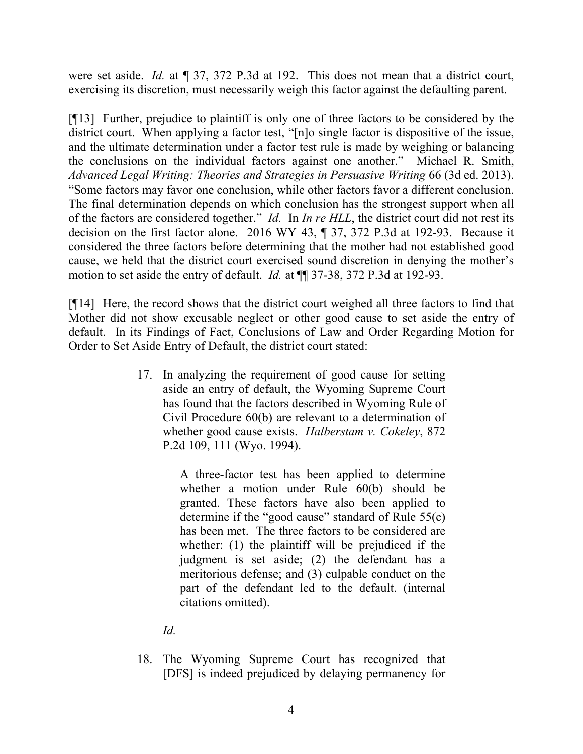were set aside. *Id.* at ¶ 37, 372 P.3d at 192. This does not mean that a district court, exercising its discretion, must necessarily weigh this factor against the defaulting parent.

[¶13] Further, prejudice to plaintiff is only one of three factors to be considered by the district court. When applying a factor test, "[n]o single factor is dispositive of the issue, and the ultimate determination under a factor test rule is made by weighing or balancing the conclusions on the individual factors against one another." Michael R. Smith, *Advanced Legal Writing: Theories and Strategies in Persuasive Writing* 66 (3d ed. 2013). "Some factors may favor one conclusion, while other factors favor a different conclusion. The final determination depends on which conclusion has the strongest support when all of the factors are considered together." *Id.* In *In re HLL*, the district court did not rest its decision on the first factor alone. 2016 WY 43, ¶ 37, 372 P.3d at 192-93. Because it considered the three factors before determining that the mother had not established good cause, we held that the district court exercised sound discretion in denying the mother's motion to set aside the entry of default. *Id.* at ¶¶ 37-38, 372 P.3d at 192-93.

[¶14] Here, the record shows that the district court weighed all three factors to find that Mother did not show excusable neglect or other good cause to set aside the entry of default. In its Findings of Fact, Conclusions of Law and Order Regarding Motion for Order to Set Aside Entry of Default, the district court stated:

> 17. In analyzing the requirement of good cause for setting aside an entry of default, the Wyoming Supreme Court has found that the factors described in Wyoming Rule of Civil Procedure 60(b) are relevant to a determination of whether good cause exists. *Halberstam v. Cokeley*, 872 P.2d 109, 111 (Wyo. 1994).
>
> > A three-factor test has been applied to determine whether a motion under Rule 60(b) should be granted. These factors have also been applied to determine if the "good cause" standard of Rule 55(c) has been met. The three factors to be considered are whether: (1) the plaintiff will be prejudiced if the judgment is set aside; (2) the defendant has a meritorious defense; and (3) culpable conduct on the part of the defendant led to the default. (internal citations omitted).
>
> *Id.*
>
> 18. The Wyoming Supreme Court has recognized that [DFS] is indeed prejudiced by delaying permanency for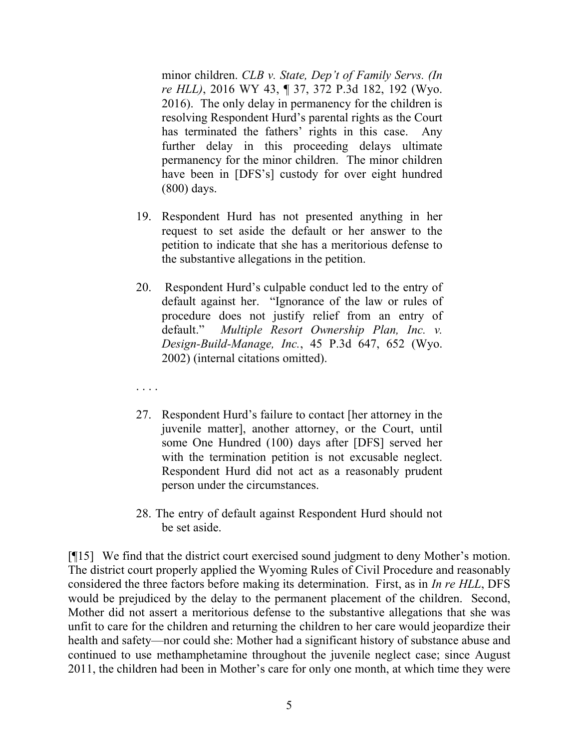> minor children. *CLB v. State, Dep't of Family Servs. (In re HLL)*, 2016 WY 43, ¶ 37, 372 P.3d 182, 192 (Wyo. 2016). The only delay in permanency for the children is resolving Respondent Hurd's parental rights as the Court has terminated the fathers' rights in this case. Any further delay in this proceeding delays ultimate permanency for the minor children. The minor children have been in [DFS's] custody for over eight hundred (800) days.
>
> 19. Respondent Hurd has not presented anything in her request to set aside the default or her answer to the petition to indicate that she has a meritorious defense to the substantive allegations in the petition.
>
> 20. Respondent Hurd's culpable conduct led to the entry of default against her. "Ignorance of the law or rules of procedure does not justify relief from an entry of default." *Multiple Resort Ownership Plan, Inc. v. Design-Build-Manage, Inc.*, 45 P.3d 647, 652 (Wyo. 2002) (internal citations omitted).
>
> . . . .
>
> 27. Respondent Hurd's failure to contact [her attorney in the juvenile matter], another attorney, or the Court, until some One Hundred (100) days after [DFS] served her with the termination petition is not excusable neglect. Respondent Hurd did not act as a reasonably prudent person under the circumstances.
>
> 28. The entry of default against Respondent Hurd should not be set aside.

[¶15] We find that the district court exercised sound judgment to deny Mother's motion. The district court properly applied the Wyoming Rules of Civil Procedure and reasonably considered the three factors before making its determination. First, as in *In re HLL*, DFS would be prejudiced by the delay to the permanent placement of the children. Second, Mother did not assert a meritorious defense to the substantive allegations that she was unfit to care for the children and returning the children to her care would jeopardize their health and safety—nor could she: Mother had a significant history of substance abuse and continued to use methamphetamine throughout the juvenile neglect case; since August 2011, the children had been in Mother's care for only one month, at which time they were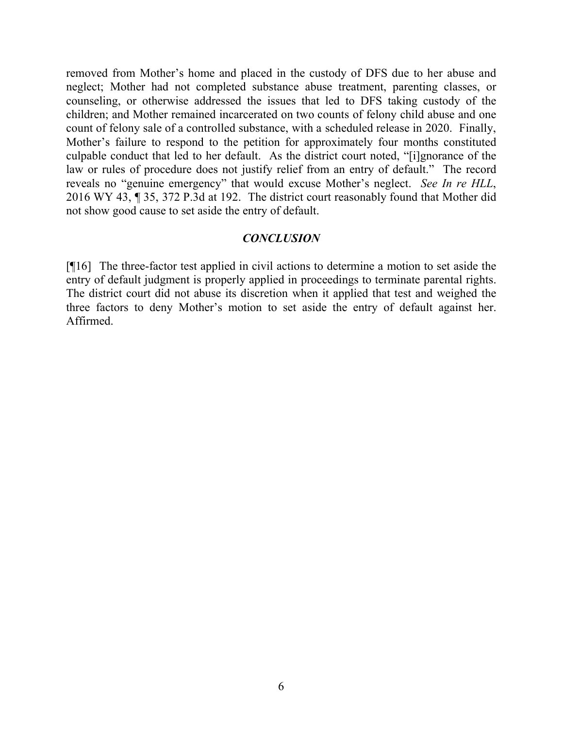removed from Mother's home and placed in the custody of DFS due to her abuse and neglect; Mother had not completed substance abuse treatment, parenting classes, or counseling, or otherwise addressed the issues that led to DFS taking custody of the children; and Mother remained incarcerated on two counts of felony child abuse and one count of felony sale of a controlled substance, with a scheduled release in 2020. Finally, Mother's failure to respond to the petition for approximately four months constituted culpable conduct that led to her default. As the district court noted, "[i]gnorance of the law or rules of procedure does not justify relief from an entry of default." The record reveals no "genuine emergency" that would excuse Mother's neglect. *See In re HLL*, 2016 WY 43, ¶ 35, 372 P.3d at 192. The district court reasonably found that Mother did not show good cause to set aside the entry of default.

### *CONCLUSION*

[¶16] The three-factor test applied in civil actions to determine a motion to set aside the entry of default judgment is properly applied in proceedings to terminate parental rights. The district court did not abuse its discretion when it applied that test and weighed the three factors to deny Mother's motion to set aside the entry of default against her. Affirmed.